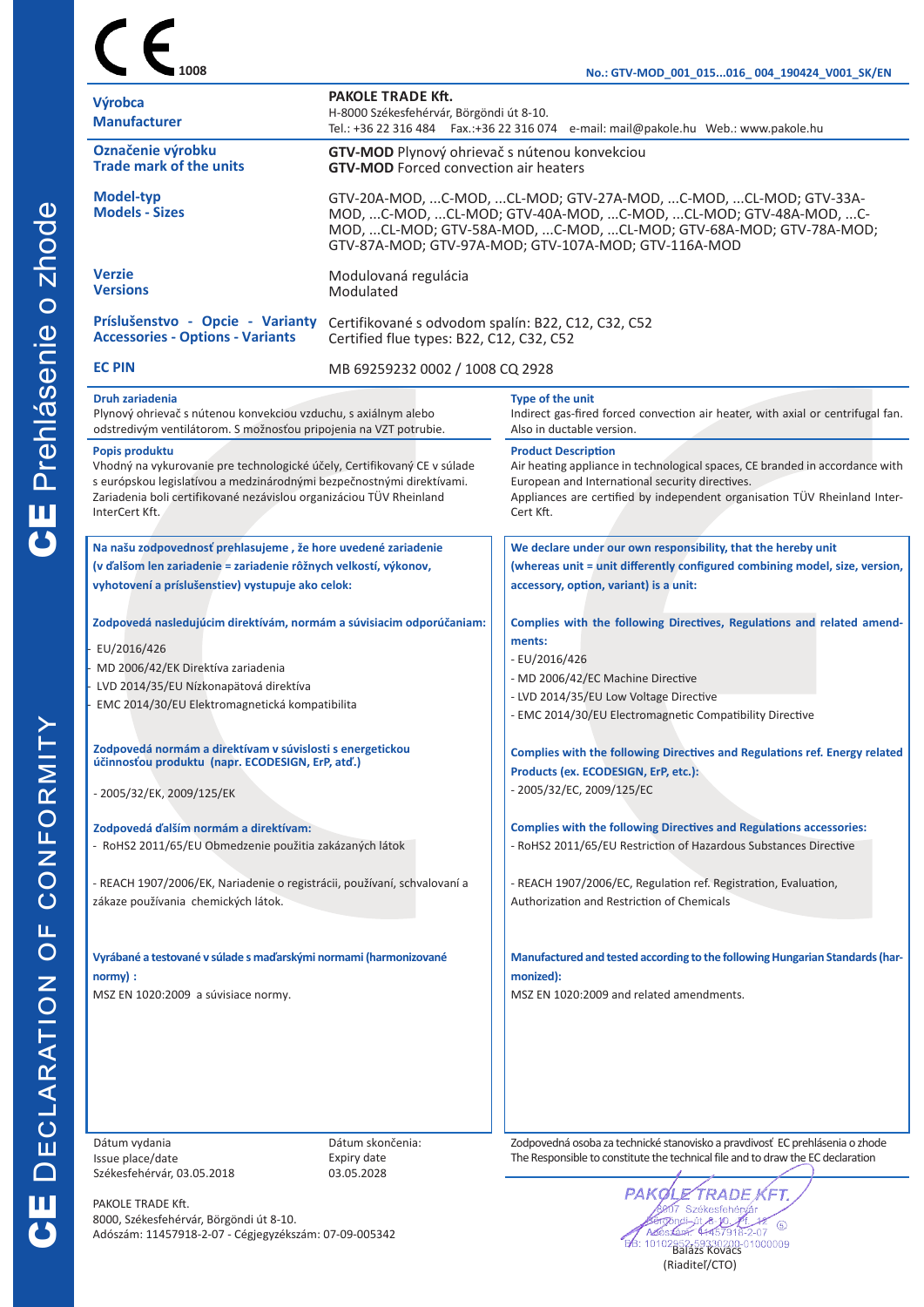CE 1008

**No.: GTV-MOD_001_015...016_ 004_190424_V001_SK/EN**

| | |
|---|---|
| **Výrobca** / **Manufacturer** | **PAKOLE TRADE Kft.** H-8000 Székesfehérvár, Börgöndi út 8-10. Tel.: +36 22 316 484 Fax.:+36 22 316 074 e-mail: mail@pakole.hu Web.: www.pakole.hu |
| **Označenie výrobku** / **Trade mark of the units** | **GTV-MOD** Plynový ohrievač s nútenou konvekciou / **GTV-MOD** Forced convection air heaters |
| **Model-typ** / **Models - Sizes** | GTV-20A-MOD, ...C-MOD, ...CL-MOD; GTV-27A-MOD, ...C-MOD, ...CL-MOD; GTV-33A-MOD, ...C-MOD, ...CL-MOD; GTV-40A-MOD, ...C-MOD, ...CL-MOD; GTV-48A-MOD, ...C-MOD, ...CL-MOD; GTV-58A-MOD, ...C-MOD, ...CL-MOD; GTV-68A-MOD; GTV-78A-MOD; GTV-87A-MOD; GTV-97A-MOD; GTV-107A-MOD; GTV-116A-MOD |
| **Verzie** / **Versions** | Modulovaná regulácia / Modulated |
| **Príslušenstvo - Opcie - Varianty** / **Accessories - Options - Variants** | Certifikované s odvodom spalín: B22, C12, C32, C52 / Certified flue types: B22, C12, C32, C52 |
| **EC PIN** | MB 69259232 0002 / 1008 CQ 2928 |

**Druh zariadenia**
Plynový ohrievač s nútenou konvekciou vzduchu, s axiálnym alebo odstredivým ventilátorom. S možnosťou pripojenia na VZT potrubie.

**Type of the unit**
Indirect gas-fired forced convection air heater, with axial or centrifugal fan. Also in ductable version.

**Popis produktu**
Vhodný na vykurovanie pre technologické účely, Certifikovaný CE v súlade s európskou legislatívou a medzinárodnými bezpečnostnými direktívami. Zariadenia boli certifikované nezávislou organizáciou TÜV Rheinland InterCert Kft.

**Product Description**
Air heating appliance in technological spaces, CE branded in accordance with European and International security directives.
Appliances are certified by independent organisation TÜV Rheinland Inter-Cert Kft.

**Na našu zodpovednosť prehlasujeme , že hore uvedené zariadenie (v ďalšom len zariadenie = zariadenie rôžnych velkostí, výkonov, vyhotovení a príslušenstiev) vystupuje ako celok:**

**Zodpovedá nasledujúcim direktívám, normám a súvisiacim odporúčaniam:**

- EU/2016/426
- MD 2006/42/EK Direktíva zariadenia
- LVD 2014/35/EU Nízkonapätová direktíva
- EMC 2014/30/EU Elektromagnetická kompatibilita

**Zodpovedá normám a direktívam v súvislosti s energetickou účinnosťou produktu (napr. ECODESIGN, ErP, atď.)**

- 2005/32/EK, 2009/125/EK

**Zodpovedá ďalším normám a direktívam:**

- RoHS2 2011/65/EU Obmedzenie použitia zakázaných látok
- REACH 1907/2006/EK, Nariadenie o registrácii, používaní, schvalovaní a zákaze používania chemických látok.

**Vyrábané a testované v súlade s maďarskými normami (harmonizované normy) :**
MSZ EN 1020:2009 a súvisiace normy.

**We declare under our own responsibility, that the hereby unit (whereas unit = unit differently configured combining model, size, version, accessory, option, variant) is a unit:**

**Complies with the following Directives, Regulations and related amendments:**

- EU/2016/426
- MD 2006/42/EC Machine Directive
- LVD 2014/35/EU Low Voltage Directive
- EMC 2014/30/EU Electromagnetic Compatibility Directive

**Complies with the following Directives and Regulations ref. Energy related Products (ex. ECODESIGN, ErP, etc.):**

- 2005/32/EC, 2009/125/EC

**Complies with the following Directives and Regulations accessories:**

- RoHS2 2011/65/EU Restriction of Hazardous Substances Directive
- REACH 1907/2006/EC, Regulation ref. Registration, Evaluation, Authorization and Restriction of Chemicals

**Manufactured and tested according to the following Hungarian Standards (harmonized):**
MSZ EN 1020:2009 and related amendments.

| Dátum vydania / Issue place/date | Dátum skončenia: / Expiry date | Zodpovedná osoba za technické stanovisko a pravdivosť EC prehlásenia o zhode / The Responsible to constitute the technical file and to draw the EC declaration |
|---|---|---|
| Székesfehérvár, 03.05.2018 | 03.05.2028 | Balázs Kovács (Riaditeľ/CTO) |

PAKOLE TRADE Kft.
8000, Székesfehérvár, Börgöndi út 8-10.
Adószám: 11457918-2-07 - Cégjegyzékszám: 07-09-005342

PAKOLE TRADE KFT.
8007 Székesfehérvár
Börgöndi út 8-10. Pf. 18
Adószám: 11457918-2-07
BB: 10102952-59330200-01000009

CE Prehlásenie o zhode
CE DECLARATION OF CONFORMITY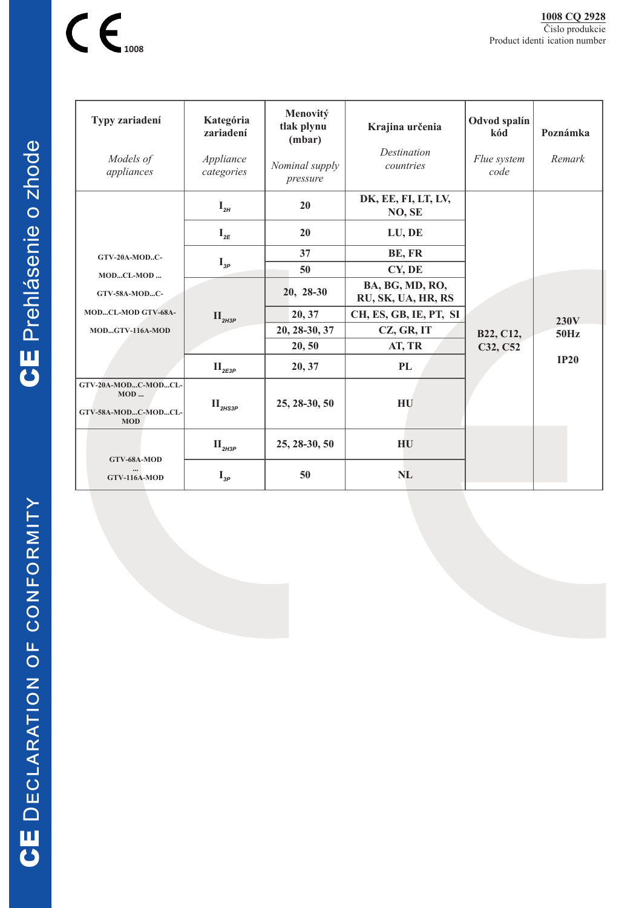CE 1008

**1008 CQ 2928**
Číslo produkcie
Product identi ication number

| Typy zariadení *Models of appliances* | Kategória zariadení *Appliance categories* | Menovitý tlak plynu (mbar) *Nominal supply pressure* | Krajina určenia *Destination countries* | Odvod spalín kód *Flue system code* | Poznámka *Remark* |
|---|---|---|---|---|---|
| GTV-20A-MOD..C-MOD...CL-MOD ... GTV-58A-MOD...C-MOD...CL-MOD GTV-68A-MOD...GTV-116A-MOD | $I_{2H}$ | 20 | DK, EE, FI, LT, LV, NO, SE | B22, C12, C32, C52 | 230V 50Hz IP20 |
| | $I_{2E}$ | 20 | LU, DE | | |
| | $I_{3P}$ | 37 | BE, FR | | |
| | | 50 | CY, DE | | |
| | $II_{2H3P}$ | 20, 28-30 | BA, BG, MD, RO, RU, SK, UA, HR, RS | | |
| | | 20, 37 | CH, ES, GB, IE, PT, SI | | |
| | | 20, 28-30, 37 | CZ, GR, IT | | |
| | | 20, 50 | AT, TR | | |
| | $II_{2E3P}$ | 20, 37 | PL | | |
| GTV-20A-MOD...C-MOD...CL-MOD ... GTV-58A-MOD...C-MOD...CL-MOD | $II_{2HS3P}$ | 25, 28-30, 50 | HU | | |
| GTV-68A-MOD ... GTV-116A-MOD | $II_{2H3P}$ | 25, 28-30, 50 | HU | | |
| | $I_{3P}$ | 50 | NL | | |

**CE** Prehlásenie o zhode

**CE** DECLARATION OF CONFORMITY